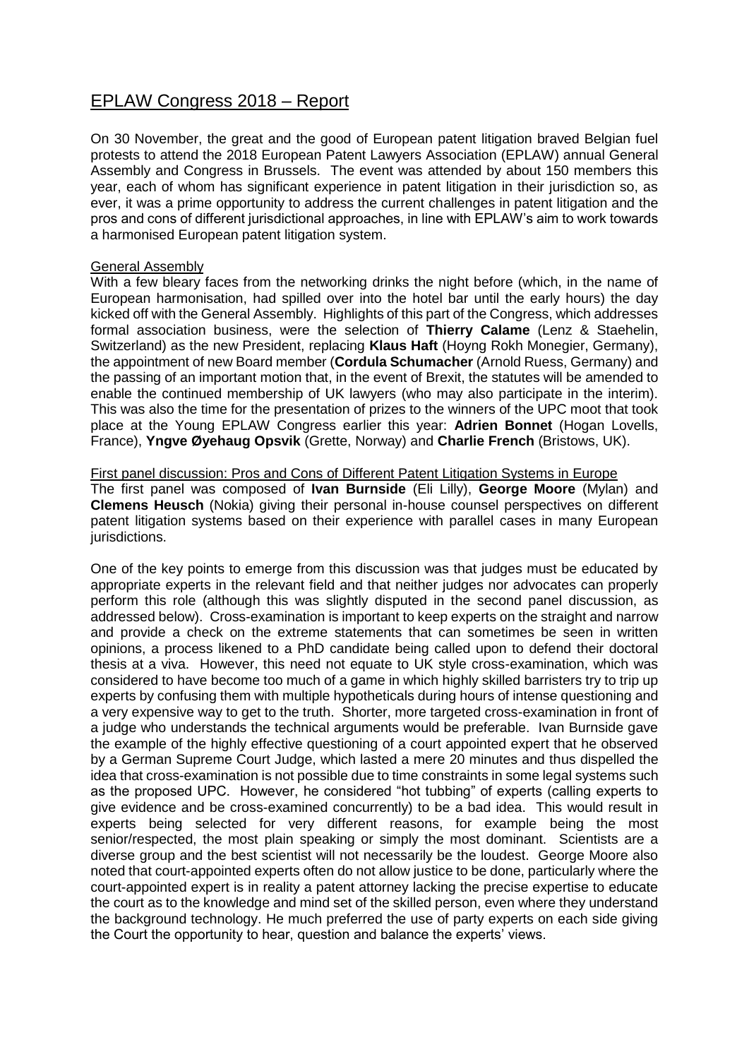# EPLAW Congress 2018 – Report

On 30 November, the great and the good of European patent litigation braved Belgian fuel protests to attend the 2018 European Patent Lawyers Association (EPLAW) annual General Assembly and Congress in Brussels. The event was attended by about 150 members this year, each of whom has significant experience in patent litigation in their jurisdiction so, as ever, it was a prime opportunity to address the current challenges in patent litigation and the pros and cons of different jurisdictional approaches, in line with EPLAW's aim to work towards a harmonised European patent litigation system.

## General Assembly

With a few bleary faces from the networking drinks the night before (which, in the name of European harmonisation, had spilled over into the hotel bar until the early hours) the day kicked off with the General Assembly. Highlights of this part of the Congress, which addresses formal association business, were the selection of **Thierry Calame** (Lenz & Staehelin, Switzerland) as the new President, replacing **Klaus Haft** (Hoyng Rokh Monegier, Germany), the appointment of new Board member (**Cordula Schumacher** (Arnold Ruess, Germany) and the passing of an important motion that, in the event of Brexit, the statutes will be amended to enable the continued membership of UK lawyers (who may also participate in the interim). This was also the time for the presentation of prizes to the winners of the UPC moot that took place at the Young EPLAW Congress earlier this year: **Adrien Bonnet** (Hogan Lovells, France), **Yngve Øyehaug Opsvik** (Grette, Norway) and **Charlie French** (Bristows, UK).

## First panel discussion: Pros and Cons of Different Patent Litigation Systems in Europe

The first panel was composed of **Ivan Burnside** (Eli Lilly), **George Moore** (Mylan) and **Clemens Heusch** (Nokia) giving their personal in-house counsel perspectives on different patent litigation systems based on their experience with parallel cases in many European jurisdictions.

One of the key points to emerge from this discussion was that judges must be educated by appropriate experts in the relevant field and that neither judges nor advocates can properly perform this role (although this was slightly disputed in the second panel discussion, as addressed below). Cross-examination is important to keep experts on the straight and narrow and provide a check on the extreme statements that can sometimes be seen in written opinions, a process likened to a PhD candidate being called upon to defend their doctoral thesis at a viva. However, this need not equate to UK style cross-examination, which was considered to have become too much of a game in which highly skilled barristers try to trip up experts by confusing them with multiple hypotheticals during hours of intense questioning and a very expensive way to get to the truth. Shorter, more targeted cross-examination in front of a judge who understands the technical arguments would be preferable. Ivan Burnside gave the example of the highly effective questioning of a court appointed expert that he observed by a German Supreme Court Judge, which lasted a mere 20 minutes and thus dispelled the idea that cross-examination is not possible due to time constraints in some legal systems such as the proposed UPC. However, he considered "hot tubbing" of experts (calling experts to give evidence and be cross-examined concurrently) to be a bad idea. This would result in experts being selected for very different reasons, for example being the most senior/respected, the most plain speaking or simply the most dominant. Scientists are a diverse group and the best scientist will not necessarily be the loudest. George Moore also noted that court-appointed experts often do not allow justice to be done, particularly where the court-appointed expert is in reality a patent attorney lacking the precise expertise to educate the court as to the knowledge and mind set of the skilled person, even where they understand the background technology. He much preferred the use of party experts on each side giving the Court the opportunity to hear, question and balance the experts' views.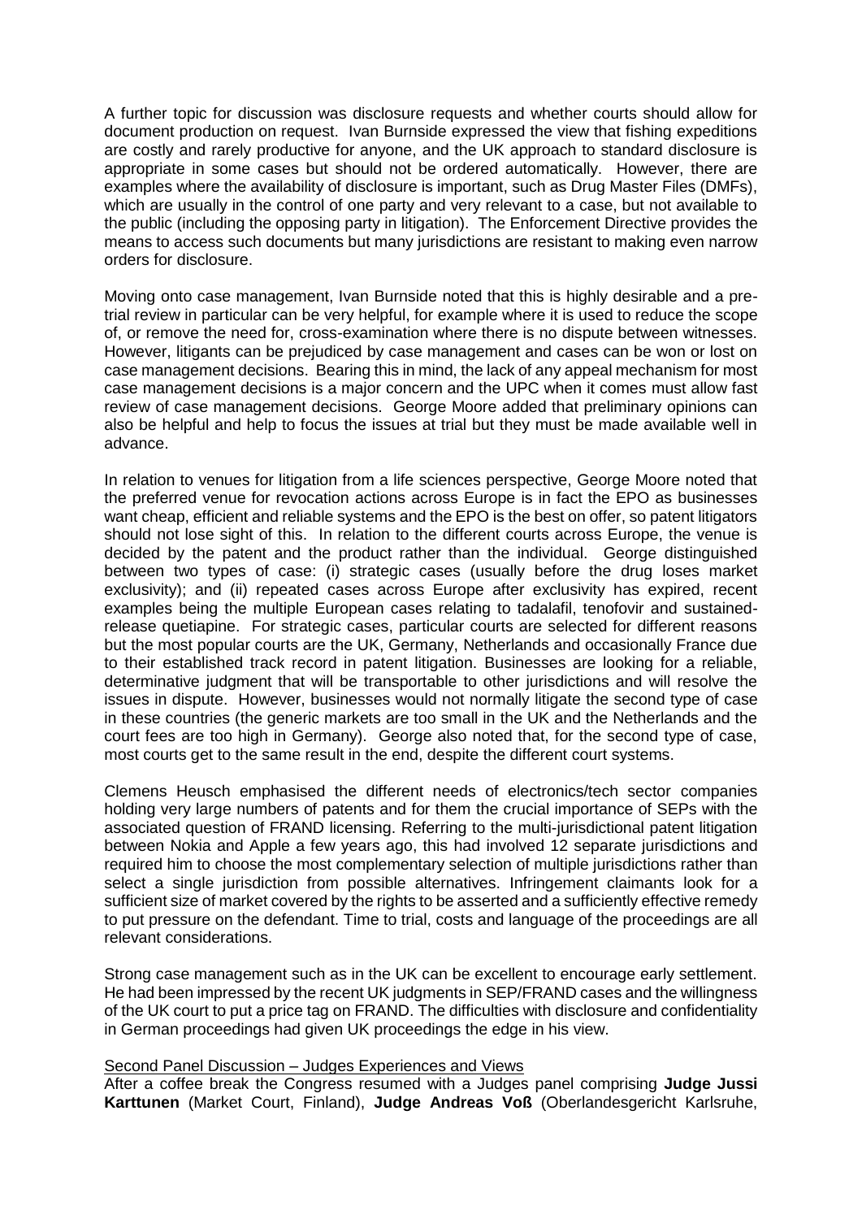A further topic for discussion was disclosure requests and whether courts should allow for document production on request. Ivan Burnside expressed the view that fishing expeditions are costly and rarely productive for anyone, and the UK approach to standard disclosure is appropriate in some cases but should not be ordered automatically. However, there are examples where the availability of disclosure is important, such as Drug Master Files (DMFs), which are usually in the control of one party and very relevant to a case, but not available to the public (including the opposing party in litigation). The Enforcement Directive provides the means to access such documents but many jurisdictions are resistant to making even narrow orders for disclosure.

Moving onto case management, Ivan Burnside noted that this is highly desirable and a pre-trial review in particular can be very helpful, for example where it is used to reduce the scope of, or remove the need for, cross-examination where there is no dispute between witnesses. However, litigants can be prejudiced by case management and cases can be won or lost on case management decisions. Bearing this in mind, the lack of any appeal mechanism for most case management decisions is a major concern and the UPC when it comes must allow fast review of case management decisions. George Moore added that preliminary opinions can also be helpful and help to focus the issues at trial but they must be made available well in advance.

In relation to venues for litigation from a life sciences perspective, George Moore noted that the preferred venue for revocation actions across Europe is in fact the EPO as businesses want cheap, efficient and reliable systems and the EPO is the best on offer, so patent litigators should not lose sight of this. In relation to the different courts across Europe, the venue is decided by the patent and the product rather than the individual. George distinguished between two types of case: (i) strategic cases (usually before the drug loses market exclusivity); and (ii) repeated cases across Europe after exclusivity has expired, recent examples being the multiple European cases relating to tadalafil, tenofovir and sustained-release quetiapine. For strategic cases, particular courts are selected for different reasons but the most popular courts are the UK, Germany, Netherlands and occasionally France due to their established track record in patent litigation. Businesses are looking for a reliable, determinative judgment that will be transportable to other jurisdictions and will resolve the issues in dispute. However, businesses would not normally litigate the second type of case in these countries (the generic markets are too small in the UK and the Netherlands and the court fees are too high in Germany). George also noted that, for the second type of case, most courts get to the same result in the end, despite the different court systems.

Clemens Heusch emphasised the different needs of electronics/tech sector companies holding very large numbers of patents and for them the crucial importance of SEPs with the associated question of FRAND licensing. Referring to the multi-jurisdictional patent litigation between Nokia and Apple a few years ago, this had involved 12 separate jurisdictions and required him to choose the most complementary selection of multiple jurisdictions rather than select a single jurisdiction from possible alternatives. Infringement claimants look for a sufficient size of market covered by the rights to be asserted and a sufficiently effective remedy to put pressure on the defendant. Time to trial, costs and language of the proceedings are all relevant considerations.

Strong case management such as in the UK can be excellent to encourage early settlement. He had been impressed by the recent UK judgments in SEP/FRAND cases and the willingness of the UK court to put a price tag on FRAND. The difficulties with disclosure and confidentiality in German proceedings had given UK proceedings the edge in his view.

Second Panel Discussion – Judges Experiences and Views

After a coffee break the Congress resumed with a Judges panel comprising **Judge Jussi Karttunen** (Market Court, Finland), **Judge Andreas Voß** (Oberlandesgericht Karlsruhe,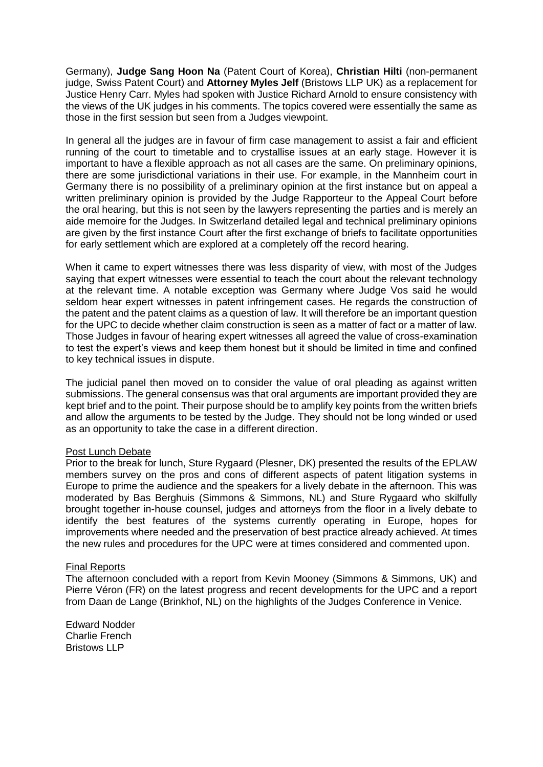Germany), **Judge Sang Hoon Na** (Patent Court of Korea), **Christian Hilti** (non-permanent judge, Swiss Patent Court) and **Attorney Myles Jelf** (Bristows LLP UK) as a replacement for Justice Henry Carr. Myles had spoken with Justice Richard Arnold to ensure consistency with the views of the UK judges in his comments. The topics covered were essentially the same as those in the first session but seen from a Judges viewpoint.

In general all the judges are in favour of firm case management to assist a fair and efficient running of the court to timetable and to crystallise issues at an early stage. However it is important to have a flexible approach as not all cases are the same. On preliminary opinions, there are some jurisdictional variations in their use. For example, in the Mannheim court in Germany there is no possibility of a preliminary opinion at the first instance but on appeal a written preliminary opinion is provided by the Judge Rapporteur to the Appeal Court before the oral hearing, but this is not seen by the lawyers representing the parties and is merely an aide memoire for the Judges. In Switzerland detailed legal and technical preliminary opinions are given by the first instance Court after the first exchange of briefs to facilitate opportunities for early settlement which are explored at a completely off the record hearing.

When it came to expert witnesses there was less disparity of view, with most of the Judges saying that expert witnesses were essential to teach the court about the relevant technology at the relevant time. A notable exception was Germany where Judge Vos said he would seldom hear expert witnesses in patent infringement cases. He regards the construction of the patent and the patent claims as a question of law. It will therefore be an important question for the UPC to decide whether claim construction is seen as a matter of fact or a matter of law. Those Judges in favour of hearing expert witnesses all agreed the value of cross-examination to test the expert's views and keep them honest but it should be limited in time and confined to key technical issues in dispute.

The judicial panel then moved on to consider the value of oral pleading as against written submissions. The general consensus was that oral arguments are important provided they are kept brief and to the point. Their purpose should be to amplify key points from the written briefs and allow the arguments to be tested by the Judge. They should not be long winded or used as an opportunity to take the case in a different direction.

Post Lunch Debate

Prior to the break for lunch, Sture Rygaard (Plesner, DK) presented the results of the EPLAW members survey on the pros and cons of different aspects of patent litigation systems in Europe to prime the audience and the speakers for a lively debate in the afternoon. This was moderated by Bas Berghuis (Simmons & Simmons, NL) and Sture Rygaard who skilfully brought together in-house counsel, judges and attorneys from the floor in a lively debate to identify the best features of the systems currently operating in Europe, hopes for improvements where needed and the preservation of best practice already achieved. At times the new rules and procedures for the UPC were at times considered and commented upon.

Final Reports

The afternoon concluded with a report from Kevin Mooney (Simmons & Simmons, UK) and Pierre Véron (FR) on the latest progress and recent developments for the UPC and a report from Daan de Lange (Brinkhof, NL) on the highlights of the Judges Conference in Venice.

Edward Nodder
Charlie French
Bristows LLP